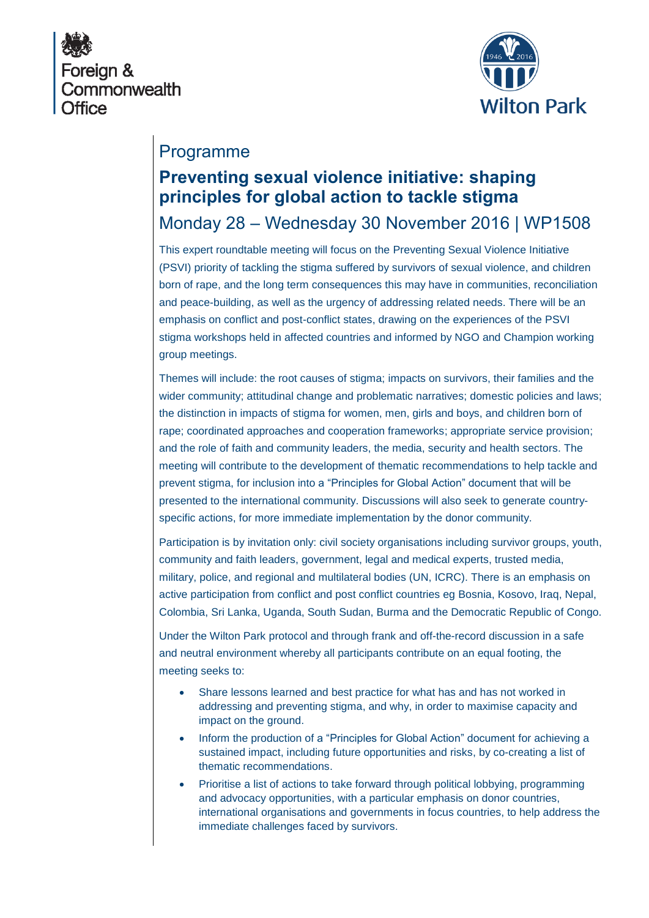Foreign & Commonwealth Office

Wilton Park

# Programme

## Preventing sexual violence initiative: shaping principles for global action to tackle stigma

### Monday 28 – Wednesday 30 November 2016 | WP1508

This expert roundtable meeting will focus on the Preventing Sexual Violence Initiative (PSVI) priority of tackling the stigma suffered by survivors of sexual violence, and children born of rape, and the long term consequences this may have in communities, reconciliation and peace-building, as well as the urgency of addressing related needs. There will be an emphasis on conflict and post-conflict states, drawing on the experiences of the PSVI stigma workshops held in affected countries and informed by NGO and Champion working group meetings.

Themes will include: the root causes of stigma; impacts on survivors, their families and the wider community; attitudinal change and problematic narratives; domestic policies and laws; the distinction in impacts of stigma for women, men, girls and boys, and children born of rape; coordinated approaches and cooperation frameworks; appropriate service provision; and the role of faith and community leaders, the media, security and health sectors. The meeting will contribute to the development of thematic recommendations to help tackle and prevent stigma, for inclusion into a "Principles for Global Action" document that will be presented to the international community. Discussions will also seek to generate country-specific actions, for more immediate implementation by the donor community.

Participation is by invitation only: civil society organisations including survivor groups, youth, community and faith leaders, government, legal and medical experts, trusted media, military, police, and regional and multilateral bodies (UN, ICRC). There is an emphasis on active participation from conflict and post conflict countries eg Bosnia, Kosovo, Iraq, Nepal, Colombia, Sri Lanka, Uganda, South Sudan, Burma and the Democratic Republic of Congo.

Under the Wilton Park protocol and through frank and off-the-record discussion in a safe and neutral environment whereby all participants contribute on an equal footing, the meeting seeks to:

- Share lessons learned and best practice for what has and has not worked in addressing and preventing stigma, and why, in order to maximise capacity and impact on the ground.
- Inform the production of a "Principles for Global Action" document for achieving a sustained impact, including future opportunities and risks, by co-creating a list of thematic recommendations.
- Prioritise a list of actions to take forward through political lobbying, programming and advocacy opportunities, with a particular emphasis on donor countries, international organisations and governments in focus countries, to help address the immediate challenges faced by survivors.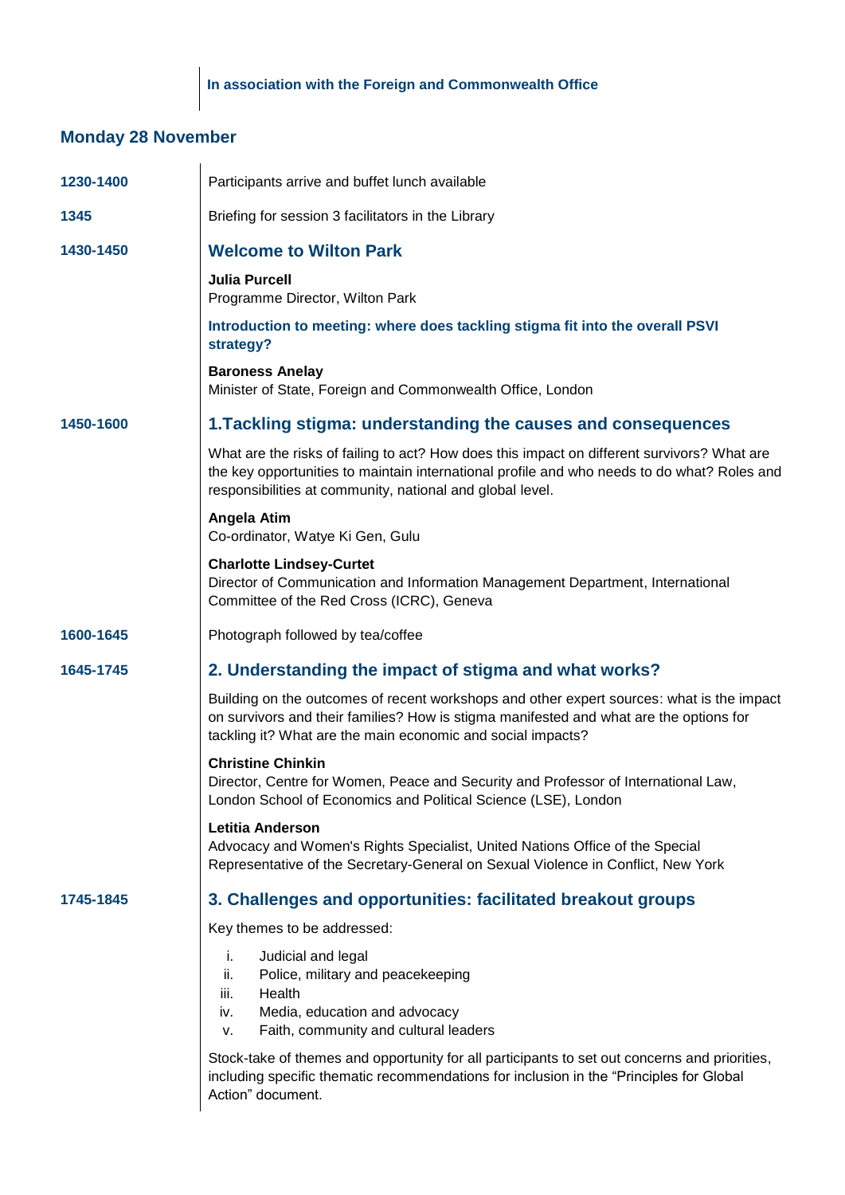In association with the Foreign and Commonwealth Office

## Monday 28 November

**1230-1400**

Participants arrive and buffet lunch available

**1345**

Briefing for session 3 facilitators in the Library

**1430-1450**

### Welcome to Wilton Park

**Julia Purcell**
Programme Director, Wilton Park

**Introduction to meeting: where does tackling stigma fit into the overall PSVI strategy?**

**Baroness Anelay**
Minister of State, Foreign and Commonwealth Office, London

**1450-1600**

### 1.Tackling stigma: understanding the causes and consequences

What are the risks of failing to act? How does this impact on different survivors? What are the key opportunities to maintain international profile and who needs to do what? Roles and responsibilities at community, national and global level.

**Angela Atim**
Co-ordinator, Watye Ki Gen, Gulu

**Charlotte Lindsey-Curtet**
Director of Communication and Information Management Department, International Committee of the Red Cross (ICRC), Geneva

**1600-1645**

Photograph followed by tea/coffee

**1645-1745**

### 2. Understanding the impact of stigma and what works?

Building on the outcomes of recent workshops and other expert sources: what is the impact on survivors and their families? How is stigma manifested and what are the options for tackling it? What are the main economic and social impacts?

**Christine Chinkin**
Director, Centre for Women, Peace and Security and Professor of International Law, London School of Economics and Political Science (LSE), London

**Letitia Anderson**
Advocacy and Women's Rights Specialist, United Nations Office of the Special Representative of the Secretary-General on Sexual Violence in Conflict, New York

**1745-1845**

### 3. Challenges and opportunities: facilitated breakout groups

Key themes to be addressed:

i. Judicial and legal
ii. Police, military and peacekeeping
iii. Health
iv. Media, education and advocacy
v. Faith, community and cultural leaders

Stock-take of themes and opportunity for all participants to set out concerns and priorities, including specific thematic recommendations for inclusion in the "Principles for Global Action" document.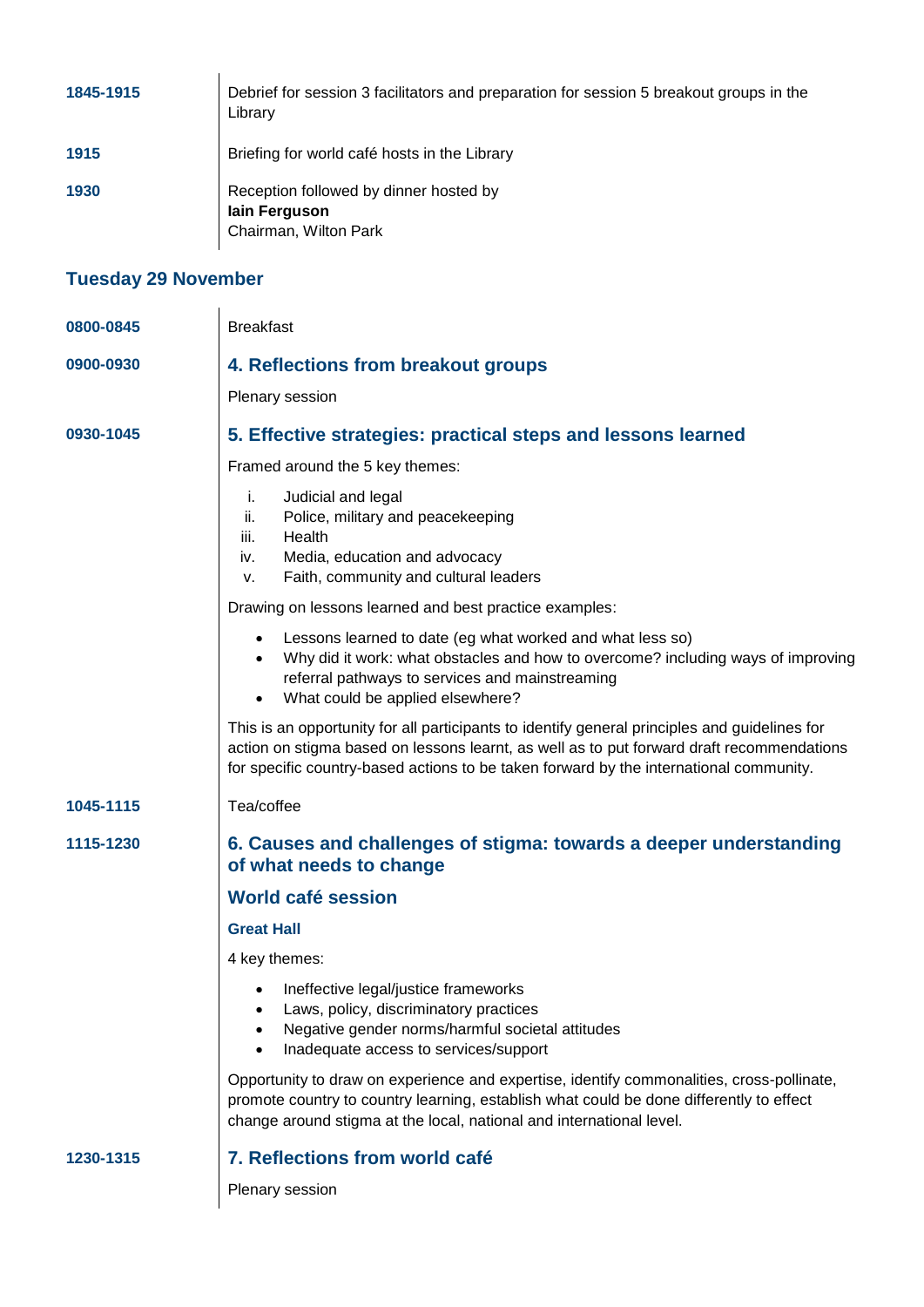| | |
|---|---|
| **1845-1915** | Debrief for session 3 facilitators and preparation for session 5 breakout groups in the Library |
| **1915** | Briefing for world café hosts in the Library |
| **1930** | Reception followed by dinner hosted by<br>**Iain Ferguson**<br>Chairman, Wilton Park |

## Tuesday 29 November

**0800-0845**

Breakfast

**0900-0930**

### 4. Reflections from breakout groups

Plenary session

**0930-1045**

### 5. Effective strategies: practical steps and lessons learned

Framed around the 5 key themes:

i. Judicial and legal
ii. Police, military and peacekeeping
iii. Health
iv. Media, education and advocacy
v. Faith, community and cultural leaders

Drawing on lessons learned and best practice examples:

- Lessons learned to date (eg what worked and what less so)
- Why did it work: what obstacles and how to overcome? including ways of improving referral pathways to services and mainstreaming
- What could be applied elsewhere?

This is an opportunity for all participants to identify general principles and guidelines for action on stigma based on lessons learnt, as well as to put forward draft recommendations for specific country-based actions to be taken forward by the international community.

**1045-1115**

Tea/coffee

**1115-1230**

### 6. Causes and challenges of stigma: towards a deeper understanding of what needs to change

### World café session

**Great Hall**

4 key themes:

- Ineffective legal/justice frameworks
- Laws, policy, discriminatory practices
- Negative gender norms/harmful societal attitudes
- Inadequate access to services/support

Opportunity to draw on experience and expertise, identify commonalities, cross-pollinate, promote country to country learning, establish what could be done differently to effect change around stigma at the local, national and international level.

**1230-1315**

### 7. Reflections from world café

Plenary session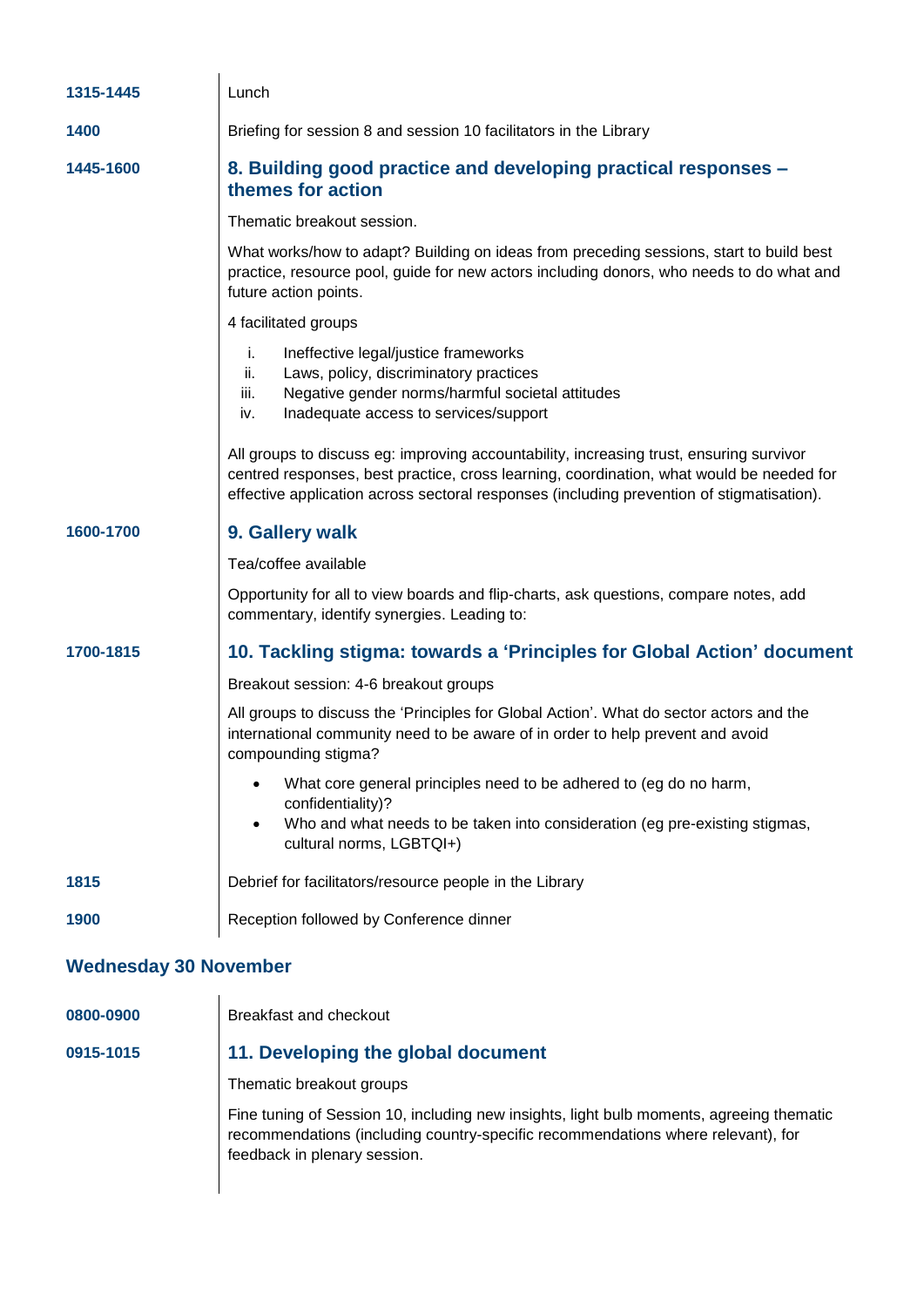**1315-1445** Lunch

**1400** Briefing for session 8 and session 10 facilitators in the Library

**1445-1600**

### 8. Building good practice and developing practical responses – themes for action

Thematic breakout session.

What works/how to adapt? Building on ideas from preceding sessions, start to build best practice, resource pool, guide for new actors including donors, who needs to do what and future action points.

4 facilitated groups

i. Ineffective legal/justice frameworks
ii. Laws, policy, discriminatory practices
iii. Negative gender norms/harmful societal attitudes
iv. Inadequate access to services/support

All groups to discuss eg: improving accountability, increasing trust, ensuring survivor centred responses, best practice, cross learning, coordination, what would be needed for effective application across sectoral responses (including prevention of stigmatisation).

**1600-1700**

### 9. Gallery walk

Tea/coffee available

Opportunity for all to view boards and flip-charts, ask questions, compare notes, add commentary, identify synergies. Leading to:

**1700-1815**

### 10. Tackling stigma: towards a 'Principles for Global Action' document

Breakout session: 4-6 breakout groups

All groups to discuss the 'Principles for Global Action'. What do sector actors and the international community need to be aware of in order to help prevent and avoid compounding stigma?

- What core general principles need to be adhered to (eg do no harm, confidentiality)?
- Who and what needs to be taken into consideration (eg pre-existing stigmas, cultural norms, LGBTQI+)

**1815** Debrief for facilitators/resource people in the Library

**1900** Reception followed by Conference dinner

## Wednesday 30 November

**0800-0900** Breakfast and checkout

**0915-1015**

### 11. Developing the global document

Thematic breakout groups

Fine tuning of Session 10, including new insights, light bulb moments, agreeing thematic recommendations (including country-specific recommendations where relevant), for feedback in plenary session.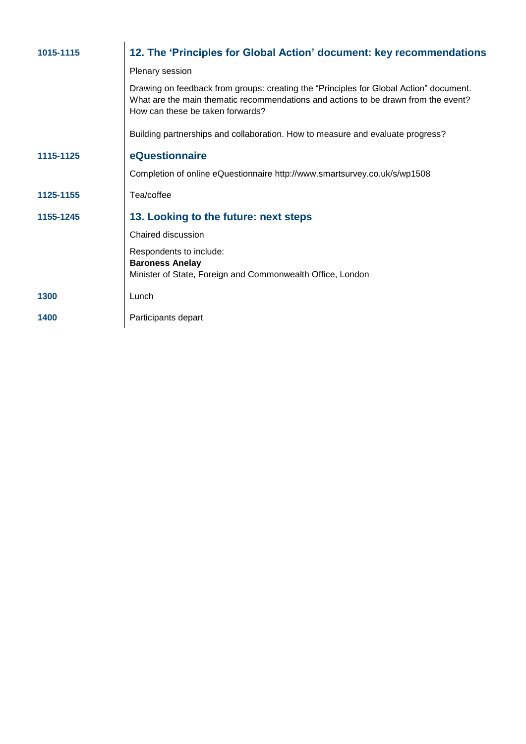**1015-1115**

## 12. The 'Principles for Global Action' document: key recommendations

Plenary session

Drawing on feedback from groups: creating the "Principles for Global Action" document. What are the main thematic recommendations and actions to be drawn from the event? How can these be taken forwards?

Building partnerships and collaboration. How to measure and evaluate progress?

**1115-1125**

## eQuestionnaire

Completion of online eQuestionnaire http://www.smartsurvey.co.uk/s/wp1508

**1125-1155**

Tea/coffee

**1155-1245**

## 13. Looking to the future: next steps

Chaired discussion

Respondents to include:
**Baroness Anelay**
Minister of State, Foreign and Commonwealth Office, London

**1300**

Lunch

**1400**

Participants depart